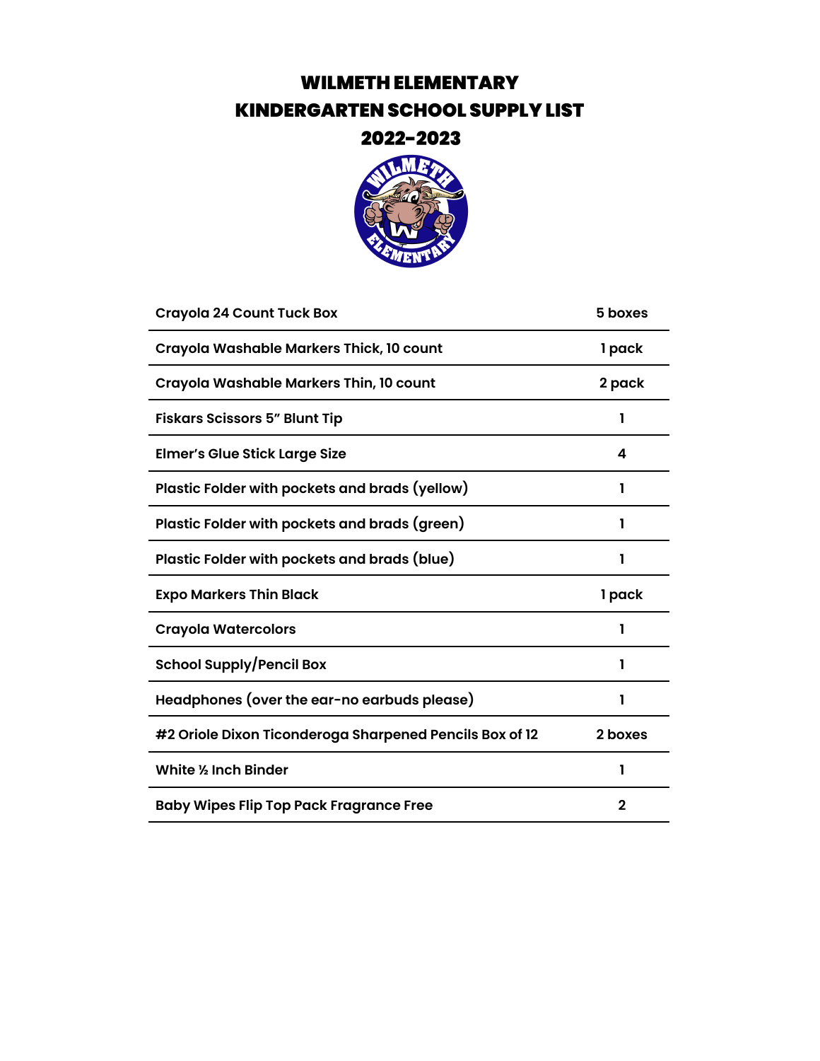# WILMETH ELEMENTARY
# KINDERGARTEN SCHOOL SUPPLY LIST
# 2022-2023

| Item | Quantity |
|---|---|
| Crayola 24 Count Tuck Box | 5 boxes |
| Crayola Washable Markers Thick, 10 count | 1 pack |
| Crayola Washable Markers Thin, 10 count | 2 pack |
| Fiskars Scissors 5” Blunt Tip | 1 |
| Elmer’s Glue Stick Large Size | 4 |
| Plastic Folder with pockets and brads (yellow) | 1 |
| Plastic Folder with pockets and brads (green) | 1 |
| Plastic Folder with pockets and brads (blue) | 1 |
| Expo Markers Thin Black | 1 pack |
| Crayola Watercolors | 1 |
| School Supply/Pencil Box | 1 |
| Headphones (over the ear-no earbuds please) | 1 |
| #2 Oriole Dixon Ticonderoga Sharpened Pencils Box of 12 | 2 boxes |
| White ½ Inch Binder | 1 |
| Baby Wipes Flip Top Pack Fragrance Free | 2 |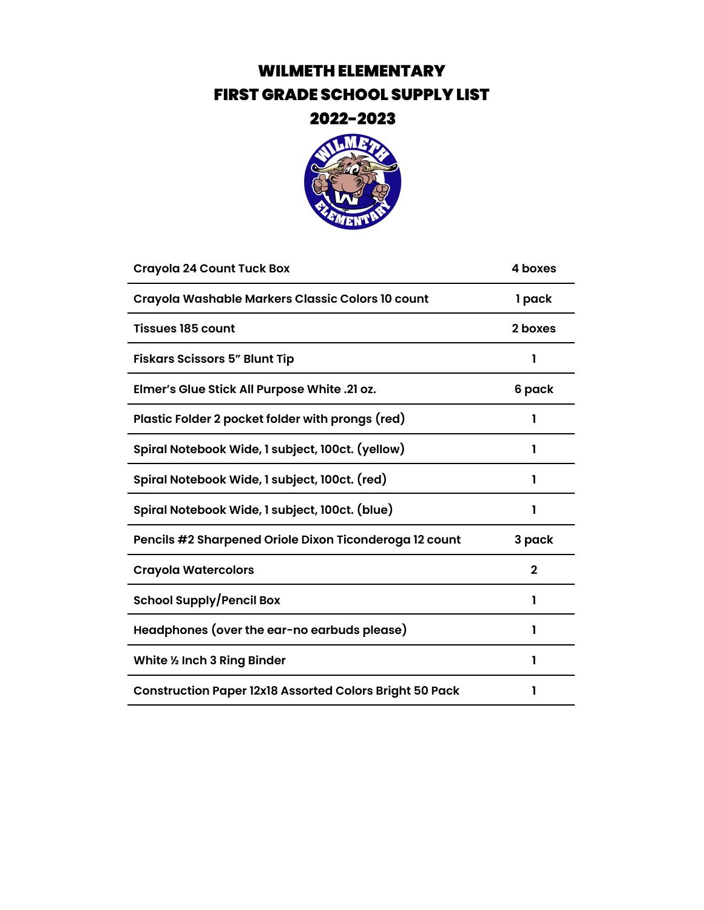# WILMETH ELEMENTARY
# FIRST GRADE SCHOOL SUPPLY LIST
# 2022-2023

| Item | Quantity |
|---|---|
| Crayola 24 Count Tuck Box | 4 boxes |
| Crayola Washable Markers Classic Colors 10 count | 1 pack |
| Tissues 185 count | 2 boxes |
| Fiskars Scissors 5" Blunt Tip | 1 |
| Elmer's Glue Stick All Purpose White .21 oz. | 6 pack |
| Plastic Folder 2 pocket folder with prongs (red) | 1 |
| Spiral Notebook Wide, 1 subject, 100ct. (yellow) | 1 |
| Spiral Notebook Wide, 1 subject, 100ct. (red) | 1 |
| Spiral Notebook Wide, 1 subject, 100ct. (blue) | 1 |
| Pencils #2 Sharpened Oriole Dixon Ticonderoga 12 count | 3 pack |
| Crayola Watercolors | 2 |
| School Supply/Pencil Box | 1 |
| Headphones (over the ear-no earbuds please) | 1 |
| White ½ Inch 3 Ring Binder | 1 |
| Construction Paper 12x18 Assorted Colors Bright 50 Pack | 1 |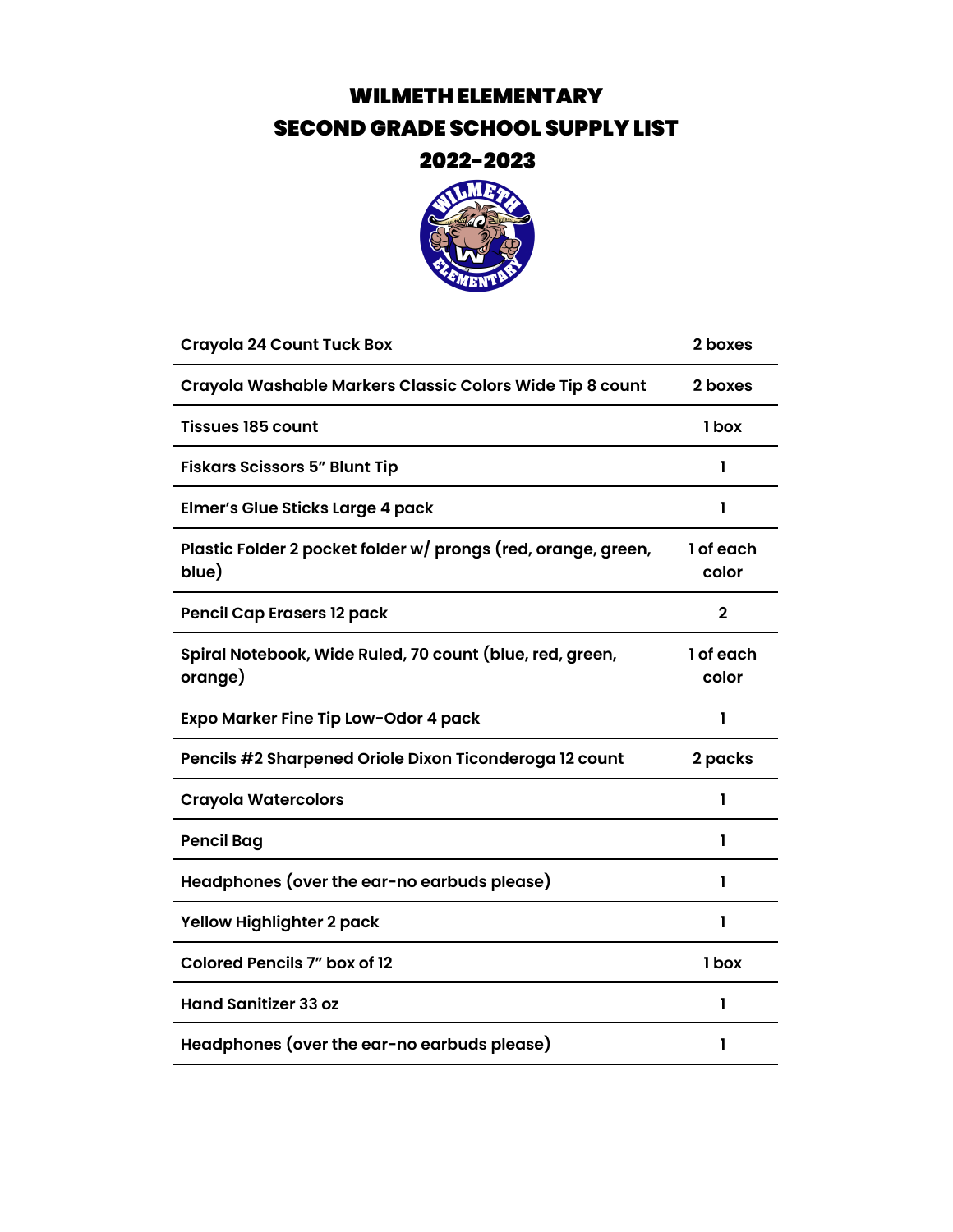# WILMETH ELEMENTARY
# SECOND GRADE SCHOOL SUPPLY LIST
# 2022-2023

| Item | Quantity |
|---|---|
| Crayola 24 Count Tuck Box | 2 boxes |
| Crayola Washable Markers Classic Colors Wide Tip 8 count | 2 boxes |
| Tissues 185 count | 1 box |
| Fiskars Scissors 5" Blunt Tip | 1 |
| Elmer's Glue Sticks Large 4 pack | 1 |
| Plastic Folder 2 pocket folder w/ prongs (red, orange, green, blue) | 1 of each color |
| Pencil Cap Erasers 12 pack | 2 |
| Spiral Notebook, Wide Ruled, 70 count (blue, red, green, orange) | 1 of each color |
| Expo Marker Fine Tip Low-Odor 4 pack | 1 |
| Pencils #2 Sharpened Oriole Dixon Ticonderoga 12 count | 2 packs |
| Crayola Watercolors | 1 |
| Pencil Bag | 1 |
| Headphones (over the ear-no earbuds please) | 1 |
| Yellow Highlighter 2 pack | 1 |
| Colored Pencils 7" box of 12 | 1 box |
| Hand Sanitizer 33 oz | 1 |
| Headphones (over the ear-no earbuds please) | 1 |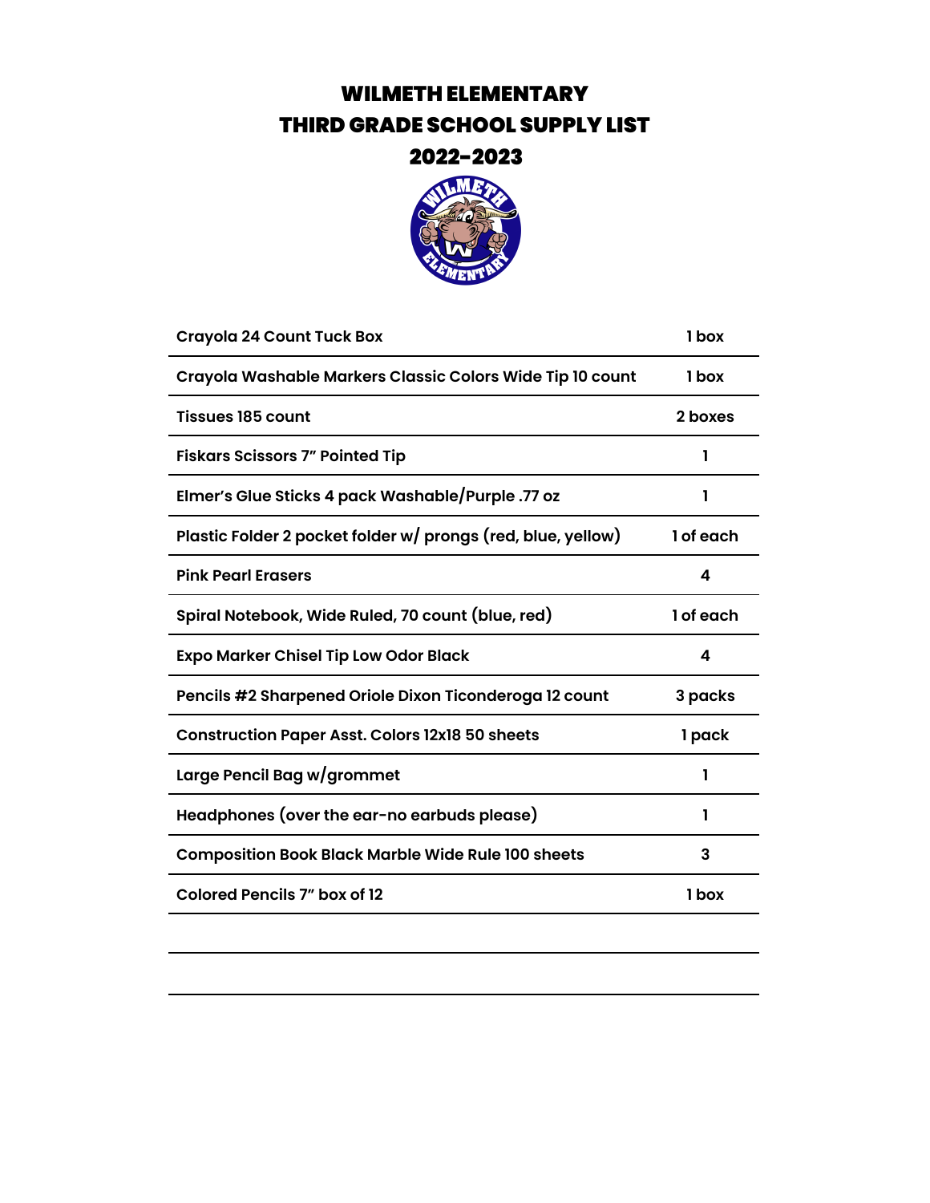# WILMETH ELEMENTARY
## THIRD GRADE SCHOOL SUPPLY LIST
## 2022-2023

| Item | Quantity |
|---|---|
| Crayola 24 Count Tuck Box | 1 box |
| Crayola Washable Markers Classic Colors Wide Tip 10 count | 1 box |
| Tissues 185 count | 2 boxes |
| Fiskars Scissors 7" Pointed Tip | 1 |
| Elmer's Glue Sticks 4 pack Washable/Purple .77 oz | 1 |
| Plastic Folder 2 pocket folder w/ prongs (red, blue, yellow) | 1 of each |
| Pink Pearl Erasers | 4 |
| Spiral Notebook, Wide Ruled, 70 count (blue, red) | 1 of each |
| Expo Marker Chisel Tip Low Odor Black | 4 |
| Pencils #2 Sharpened Oriole Dixon Ticonderoga 12 count | 3 packs |
| Construction Paper Asst. Colors 12x18 50 sheets | 1 pack |
| Large Pencil Bag w/grommet | 1 |
| Headphones (over the ear-no earbuds please) | 1 |
| Composition Book Black Marble Wide Rule 100 sheets | 3 |
| Colored Pencils 7" box of 12 | 1 box |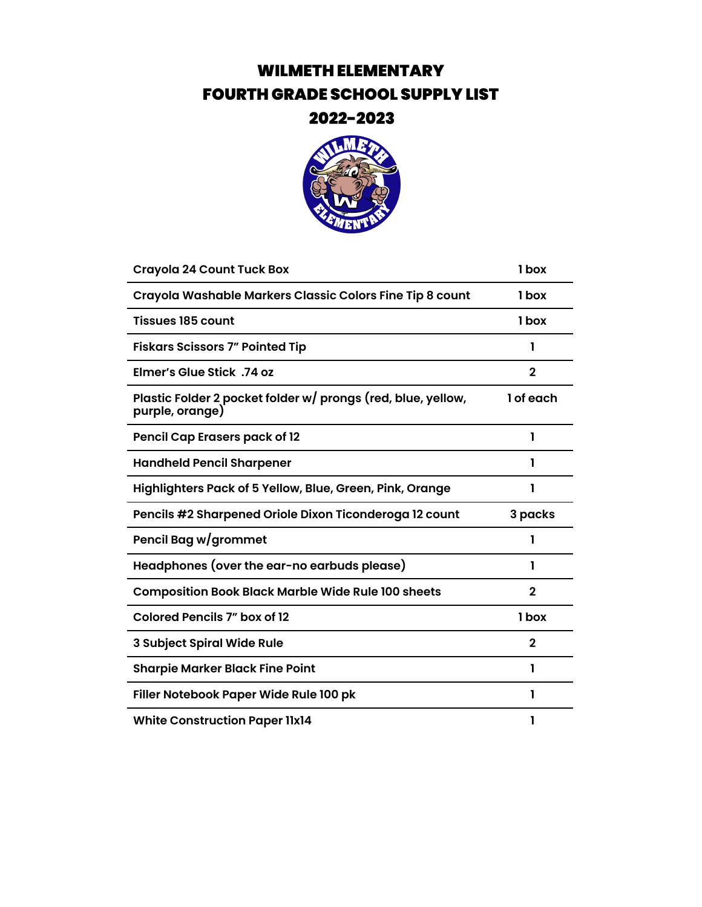# WILMETH ELEMENTARY
# FOURTH GRADE SCHOOL SUPPLY LIST
# 2022-2023

| Item | Quantity |
|---|---|
| Crayola 24 Count Tuck Box | 1 box |
| Crayola Washable Markers Classic Colors Fine Tip 8 count | 1 box |
| Tissues 185 count | 1 box |
| Fiskars Scissors 7" Pointed Tip | 1 |
| Elmer's Glue Stick .74 oz | 2 |
| Plastic Folder 2 pocket folder w/ prongs (red, blue, yellow, purple, orange) | 1 of each |
| Pencil Cap Erasers pack of 12 | 1 |
| Handheld Pencil Sharpener | 1 |
| Highlighters Pack of 5 Yellow, Blue, Green, Pink, Orange | 1 |
| Pencils #2 Sharpened Oriole Dixon Ticonderoga 12 count | 3 packs |
| Pencil Bag w/grommet | 1 |
| Headphones (over the ear-no earbuds please) | 1 |
| Composition Book Black Marble Wide Rule 100 sheets | 2 |
| Colored Pencils 7" box of 12 | 1 box |
| 3 Subject Spiral Wide Rule | 2 |
| Sharpie Marker Black Fine Point | 1 |
| Filler Notebook Paper Wide Rule 100 pk | 1 |
| White Construction Paper 11x14 | 1 |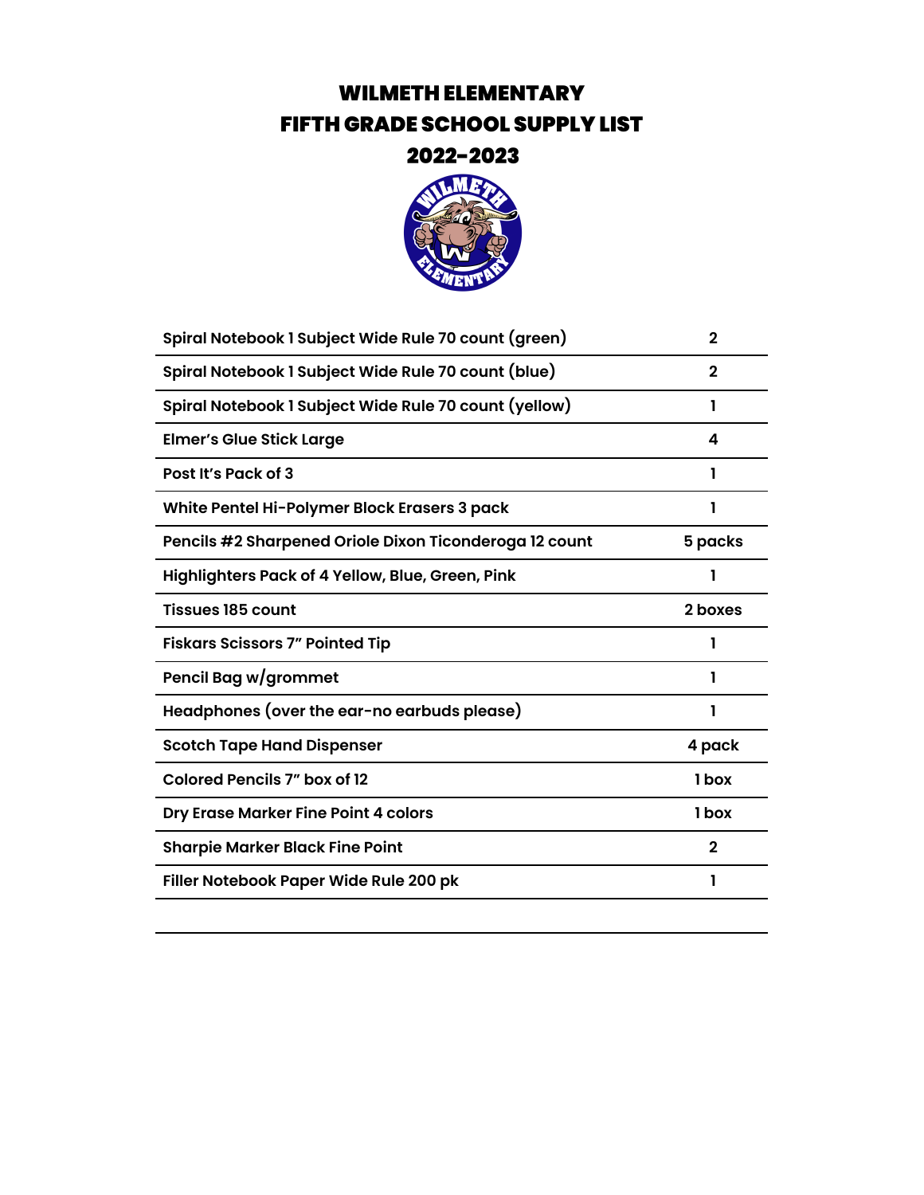# WILMETH ELEMENTARY
# FIFTH GRADE SCHOOL SUPPLY LIST
# 2022-2023

| | |
|---|---|
| Spiral Notebook 1 Subject Wide Rule 70 count (green) | 2 |
| Spiral Notebook 1 Subject Wide Rule 70 count (blue) | 2 |
| Spiral Notebook 1 Subject Wide Rule 70 count (yellow) | 1 |
| Elmer's Glue Stick Large | 4 |
| Post It's Pack of 3 | 1 |
| White Pentel Hi-Polymer Block Erasers 3 pack | 1 |
| Pencils #2 Sharpened Oriole Dixon Ticonderoga 12 count | 5 packs |
| Highlighters Pack of 4 Yellow, Blue, Green, Pink | 1 |
| Tissues 185 count | 2 boxes |
| Fiskars Scissors 7" Pointed Tip | 1 |
| Pencil Bag w/grommet | 1 |
| Headphones (over the ear-no earbuds please) | 1 |
| Scotch Tape Hand Dispenser | 4 pack |
| Colored Pencils 7" box of 12 | 1 box |
| Dry Erase Marker Fine Point 4 colors | 1 box |
| Sharpie Marker Black Fine Point | 2 |
| Filler Notebook Paper Wide Rule 200 pk | 1 |